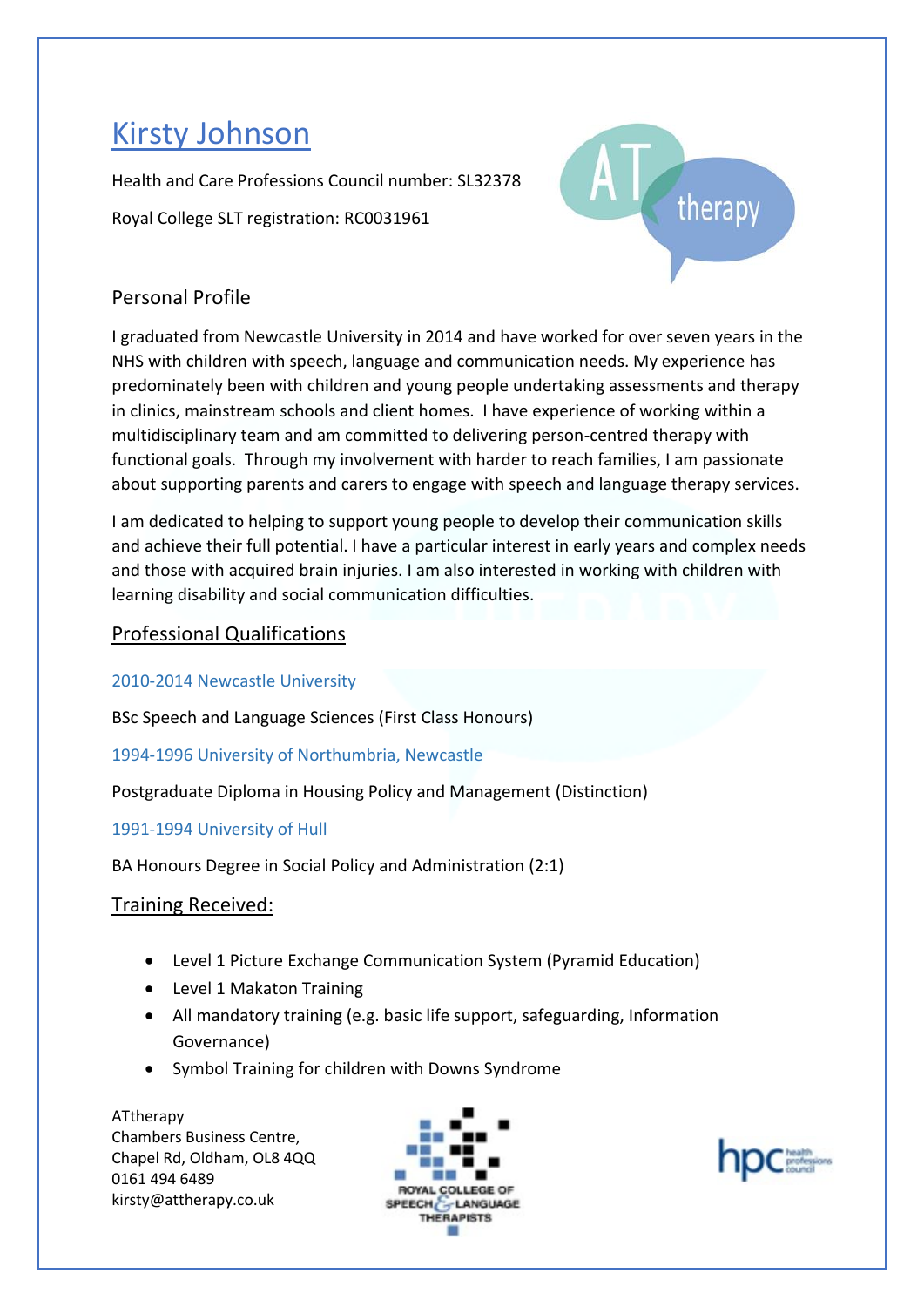# Kirsty Johnson

Health and Care Professions Council number: SL32378

Royal College SLT registration: RC0031961

## Personal Profile

I graduated from Newcastle University in 2014 and have worked for over seven years in the NHS with children with speech, language and communication needs. My experience has predominately been with children and young people undertaking assessments and therapy in clinics, mainstream schools and client homes. I have experience of working within a multidisciplinary team and am committed to delivering person-centred therapy with functional goals. Through my involvement with harder to reach families, I am passionate about supporting parents and carers to engage with speech and language therapy services.

I am dedicated to helping to support young people to develop their communication skills and achieve their full potential. I have a particular interest in early years and complex needs and those with acquired brain injuries. I am also interested in working with children with learning disability and social communication difficulties.

## Professional Qualifications

2010-2014 Newcastle University

BSc Speech and Language Sciences (First Class Honours)

1994-1996 University of Northumbria, Newcastle

Postgraduate Diploma in Housing Policy and Management (Distinction)

1991-1994 University of Hull

BA Honours Degree in Social Policy and Administration (2:1)

## Training Received:

- Level 1 Picture Exchange Communication System (Pyramid Education)
- Level 1 Makaton Training
- All mandatory training (e.g. basic life support, safeguarding, Information Governance)
- Symbol Training for children with Downs Syndrome

ATtherapy
Chambers Business Centre,
Chapel Rd, Oldham, OL8 4QQ
0161 494 6489
kirsty@attherapy.co.uk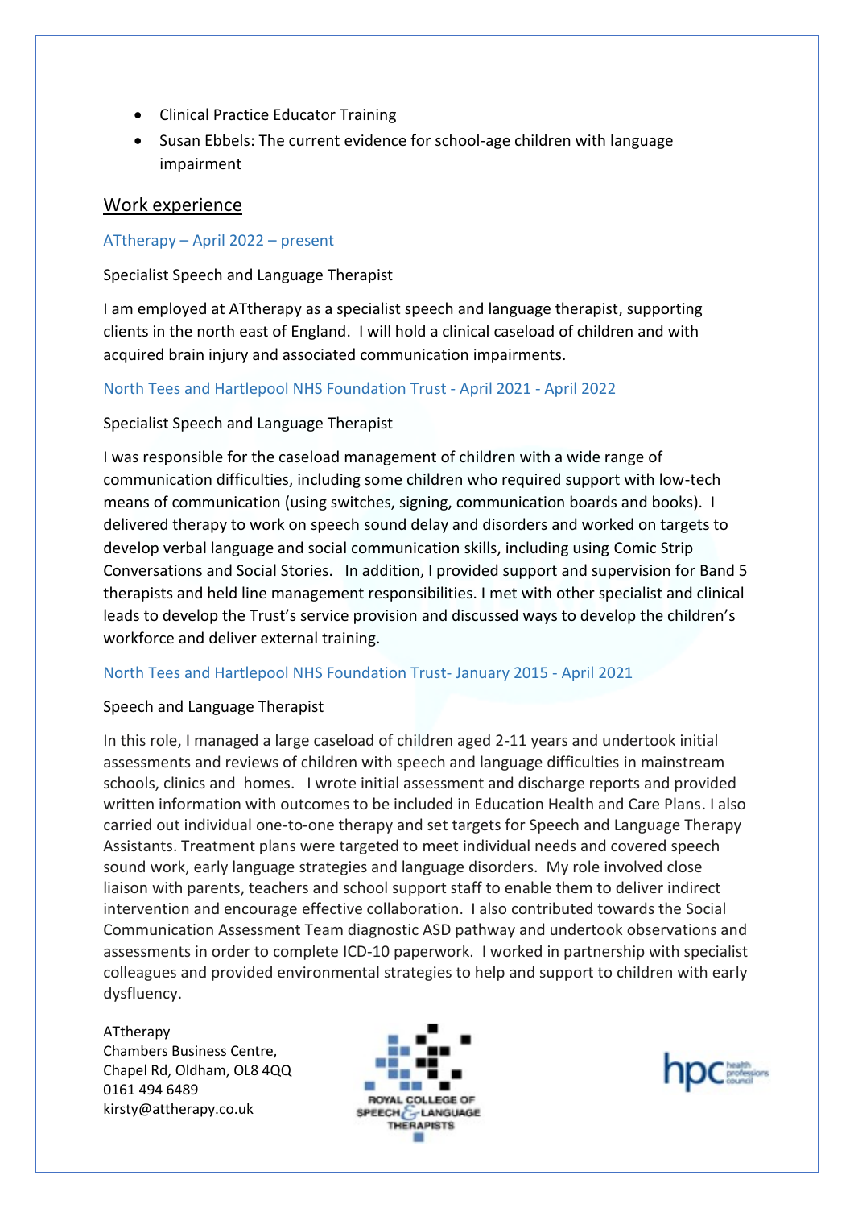- Clinical Practice Educator Training
- Susan Ebbels: The current evidence for school-age children with language impairment

## Work experience

ATtherapy – April 2022 – present

Specialist Speech and Language Therapist

I am employed at ATtherapy as a specialist speech and language therapist, supporting clients in the north east of England. I will hold a clinical caseload of children and with acquired brain injury and associated communication impairments.

North Tees and Hartlepool NHS Foundation Trust - April 2021 - April 2022

Specialist Speech and Language Therapist

I was responsible for the caseload management of children with a wide range of communication difficulties, including some children who required support with low-tech means of communication (using switches, signing, communication boards and books). I delivered therapy to work on speech sound delay and disorders and worked on targets to develop verbal language and social communication skills, including using Comic Strip Conversations and Social Stories. In addition, I provided support and supervision for Band 5 therapists and held line management responsibilities. I met with other specialist and clinical leads to develop the Trust's service provision and discussed ways to develop the children's workforce and deliver external training.

North Tees and Hartlepool NHS Foundation Trust- January 2015 - April 2021

Speech and Language Therapist

In this role, I managed a large caseload of children aged 2-11 years and undertook initial assessments and reviews of children with speech and language difficulties in mainstream schools, clinics and homes. I wrote initial assessment and discharge reports and provided written information with outcomes to be included in Education Health and Care Plans. I also carried out individual one-to-one therapy and set targets for Speech and Language Therapy Assistants. Treatment plans were targeted to meet individual needs and covered speech sound work, early language strategies and language disorders. My role involved close liaison with parents, teachers and school support staff to enable them to deliver indirect intervention and encourage effective collaboration. I also contributed towards the Social Communication Assessment Team diagnostic ASD pathway and undertook observations and assessments in order to complete ICD-10 paperwork. I worked in partnership with specialist colleagues and provided environmental strategies to help and support to children with early dysfluency.

ATtherapy
Chambers Business Centre,
Chapel Rd, Oldham, OL8 4QQ
0161 494 6489
kirsty@attherapy.co.uk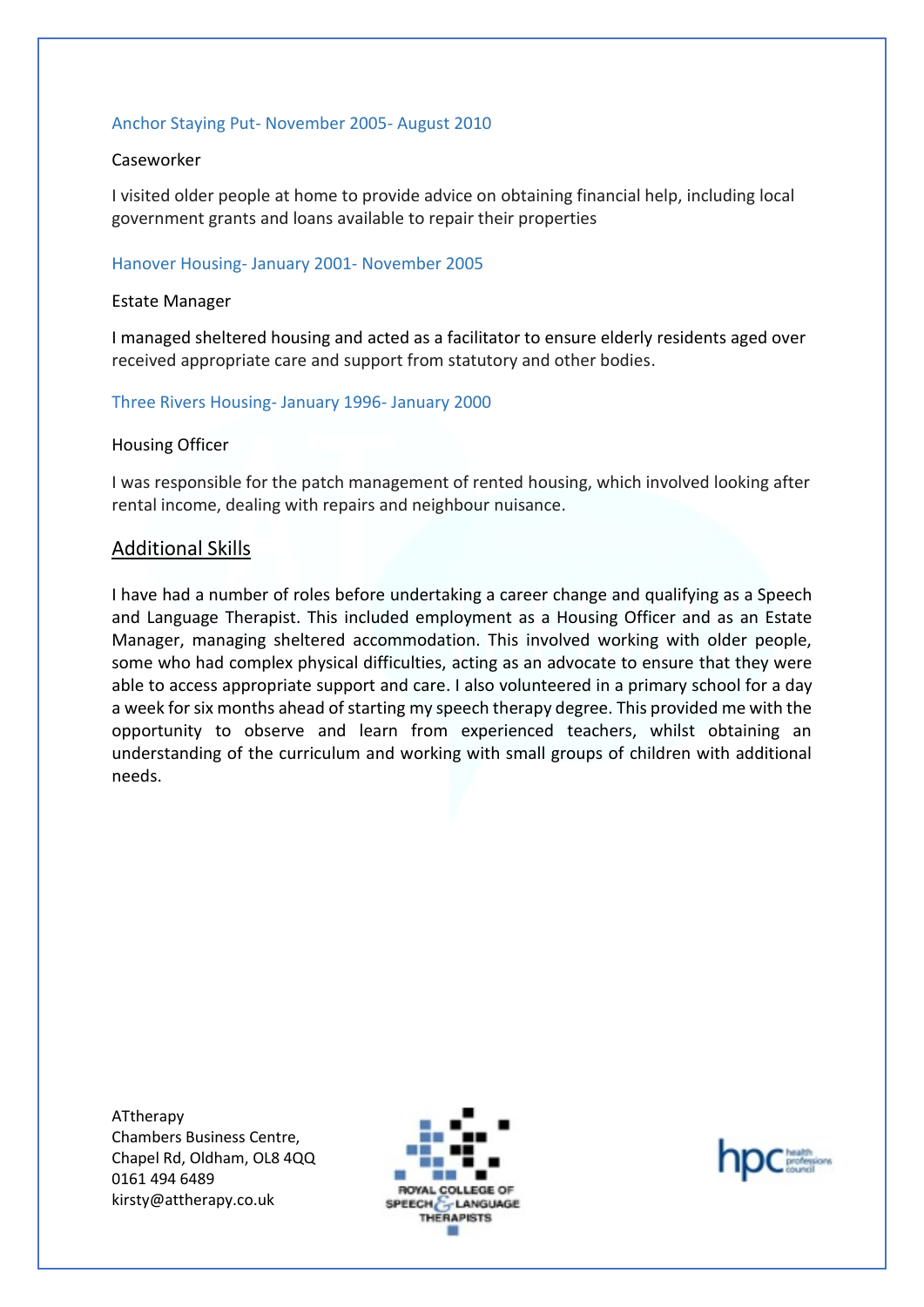### Anchor Staying Put- November 2005- August 2010

Caseworker

I visited older people at home to provide advice on obtaining financial help, including local government grants and loans available to repair their properties

### Hanover Housing- January 2001- November 2005

Estate Manager

I managed sheltered housing and acted as a facilitator to ensure elderly residents aged over received appropriate care and support from statutory and other bodies.

### Three Rivers Housing- January 1996- January 2000

Housing Officer

I was responsible for the patch management of rented housing, which involved looking after rental income, dealing with repairs and neighbour nuisance.

## Additional Skills

I have had a number of roles before undertaking a career change and qualifying as a Speech and Language Therapist. This included employment as a Housing Officer and as an Estate Manager, managing sheltered accommodation. This involved working with older people, some who had complex physical difficulties, acting as an advocate to ensure that they were able to access appropriate support and care. I also volunteered in a primary school for a day a week for six months ahead of starting my speech therapy degree. This provided me with the opportunity to observe and learn from experienced teachers, whilst obtaining an understanding of the curriculum and working with small groups of children with additional needs.

ATtherapy
Chambers Business Centre,
Chapel Rd, Oldham, OL8 4QQ
0161 494 6489
kirsty@attherapy.co.uk

ROYAL COLLEGE OF SPEECH & LANGUAGE THERAPISTS

hpc health professions council